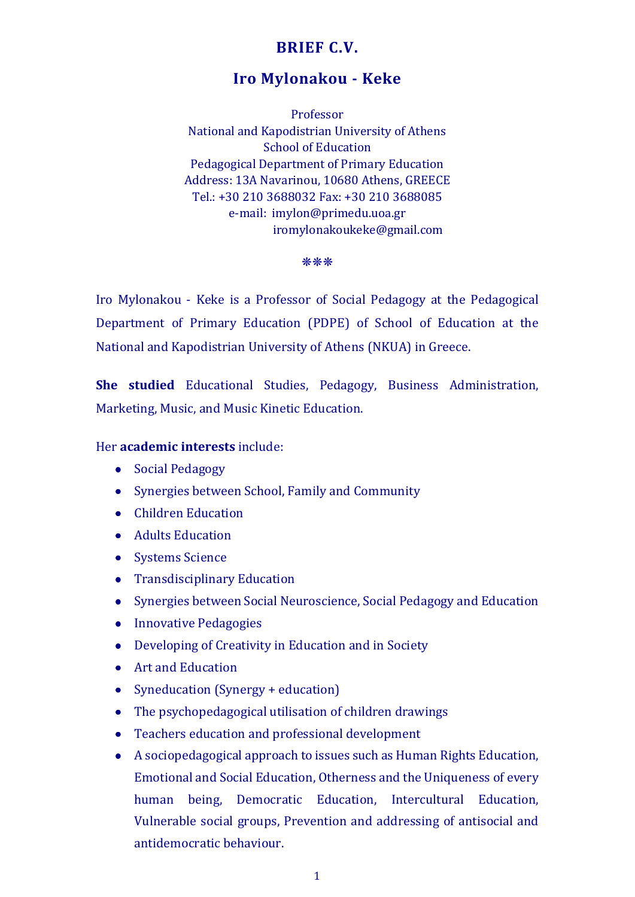# BRIEF C.V.

## Iro Mylonakou - Keke

Professor
National and Kapodistrian University of Athens
School of Education
Pedagogical Department of Primary Education
Address: 13A Navarinou, 10680 Athens, GREECE
Tel.: +30 210 3688032 Fax: +30 210 3688085
e-mail: imylon@primedu.uoa.gr
iromylonakoukeke@gmail.com

❋❋❋

Iro Mylonakou - Keke is a Professor of Social Pedagogy at the Pedagogical Department of Primary Education (PDPE) of School of Education at the National and Kapodistrian University of Athens (NKUA) in Greece.

**She studied** Educational Studies, Pedagogy, Business Administration, Marketing, Music, and Music Kinetic Education.

Her **academic interests** include:

- Social Pedagogy
- Synergies between School, Family and Community
- Children Education
- Adults Education
- Systems Science
- Transdisciplinary Education
- Synergies between Social Neuroscience, Social Pedagogy and Education
- Innovative Pedagogies
- Developing of Creativity in Education and in Society
- Art and Education
- Syneducation (Synergy + education)
- The psychopedagogical utilisation of children drawings
- Teachers education and professional development
- A sociopedagogical approach to issues such as Human Rights Education, Emotional and Social Education, Otherness and the Uniqueness of every human being, Democratic Education, Intercultural Education, Vulnerable social groups, Prevention and addressing of antisocial and antidemocratic behaviour.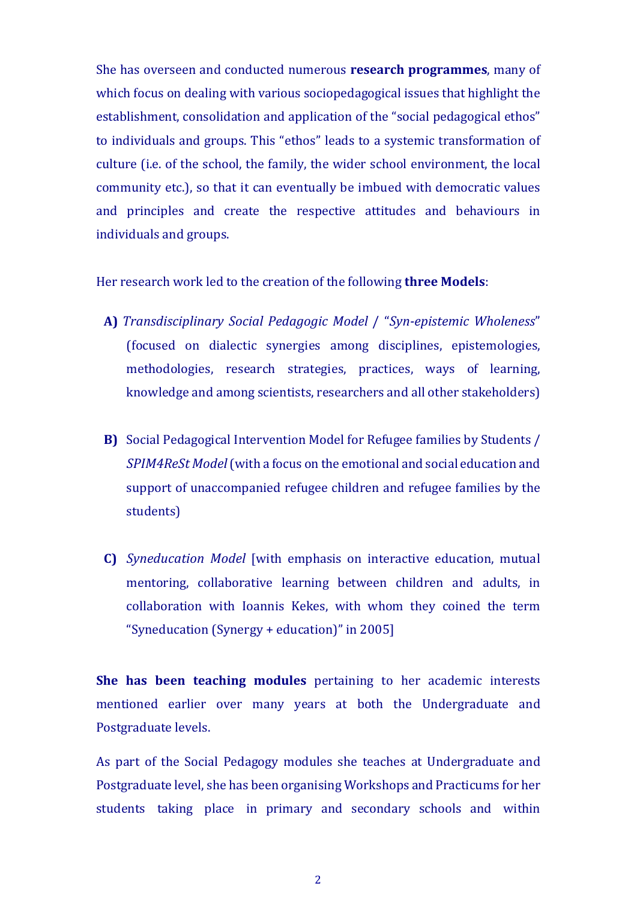She has overseen and conducted numerous **research programmes**, many of which focus on dealing with various sociopedagogical issues that highlight the establishment, consolidation and application of the "social pedagogical ethos" to individuals and groups. This "ethos" leads to a systemic transformation of culture (i.e. of the school, the family, the wider school environment, the local community etc.), so that it can eventually be imbued with democratic values and principles and create the respective attitudes and behaviours in individuals and groups.

Her research work led to the creation of the following **three Models**:

**A)** *Transdisciplinary Social Pedagogic Model* / "*Syn-epistemic Wholeness*" (focused on dialectic synergies among disciplines, epistemologies, methodologies, research strategies, practices, ways of learning, knowledge and among scientists, researchers and all other stakeholders)

**B)** Social Pedagogical Intervention Model for Refugee families by Students / *SPIM4ReSt Model* (with a focus on the emotional and social education and support of unaccompanied refugee children and refugee families by the students)

**C)** *Syneducation Model* [with emphasis on interactive education, mutual mentoring, collaborative learning between children and adults, in collaboration with Ioannis Kekes, with whom they coined the term "Syneducation (Synergy + education)" in 2005]

**She has been teaching modules** pertaining to her academic interests mentioned earlier over many years at both the Undergraduate and Postgraduate levels.

As part of the Social Pedagogy modules she teaches at Undergraduate and Postgraduate level, she has been organising Workshops and Practicums for her students taking place in primary and secondary schools and within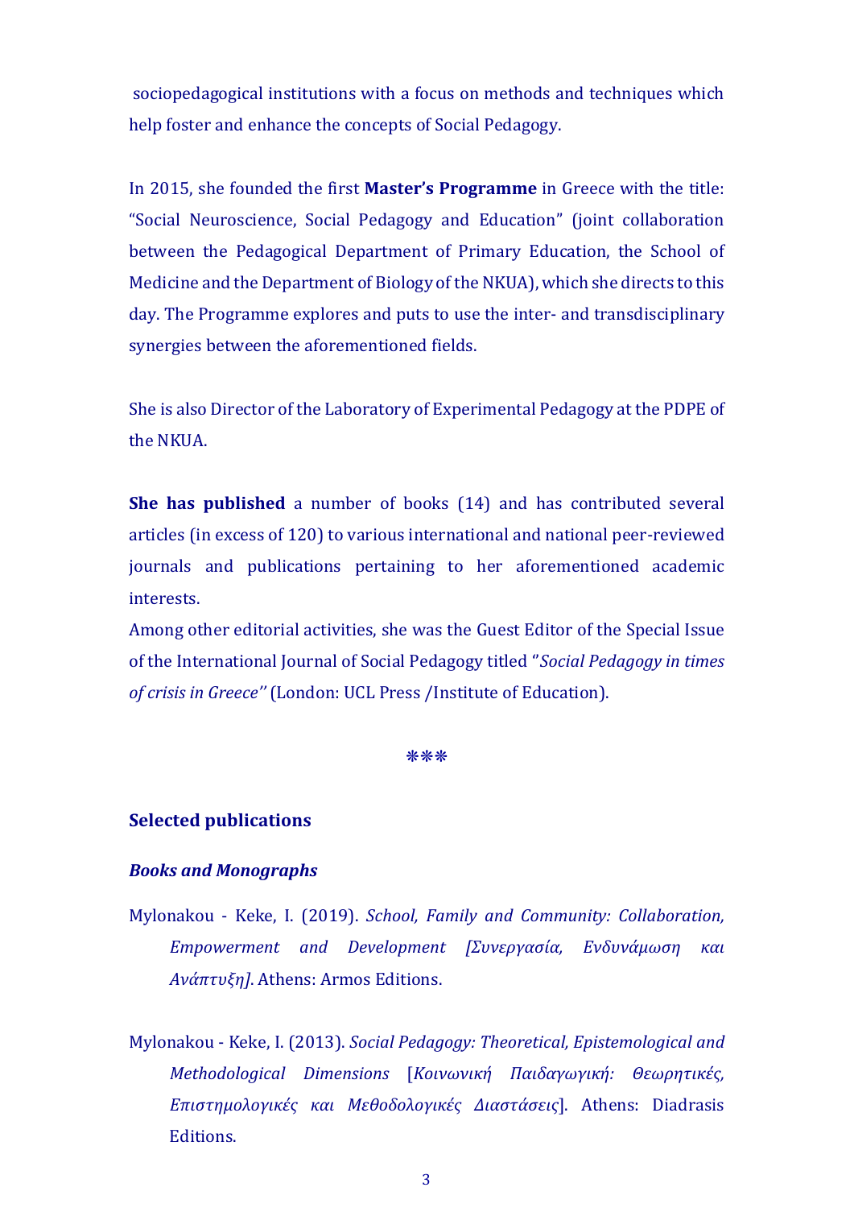sociopedagogical institutions with a focus on methods and techniques which help foster and enhance the concepts of Social Pedagogy.

In 2015, she founded the first **Master's Programme** in Greece with the title: "Social Neuroscience, Social Pedagogy and Education" (joint collaboration between the Pedagogical Department of Primary Education, the School of Medicine and the Department of Biology of the NKUA), which she directs to this day. The Programme explores and puts to use the inter- and transdisciplinary synergies between the aforementioned fields.

She is also Director of the Laboratory of Experimental Pedagogy at the PDPE of the NKUA.

**She has published** a number of books (14) and has contributed several articles (in excess of 120) to various international and national peer-reviewed journals and publications pertaining to her aforementioned academic interests.
Among other editorial activities, she was the Guest Editor of the Special Issue of the International Journal of Social Pedagogy titled ''*Social Pedagogy in times of crisis in Greece''* (London: UCL Press /Institute of Education).

❋❋❋

## Selected publications

### *Books and Monographs*

Mylonakou - Keke, I. (2019). *School, Family and Community: Collaboration, Empowerment and Development [Συνεργασία, Ενδυνάμωση και Ανάπτυξη]*. Athens: Armos Editions.

Mylonakou - Keke, I. (2013). *Social Pedagogy: Theoretical, Epistemological and Methodological Dimensions* [*Κοινωνική Παιδαγωγική: Θεωρητικές, Επιστημολογικές και Μεθοδολογικές Διαστάσεις*]. Athens: Diadrasis Editions.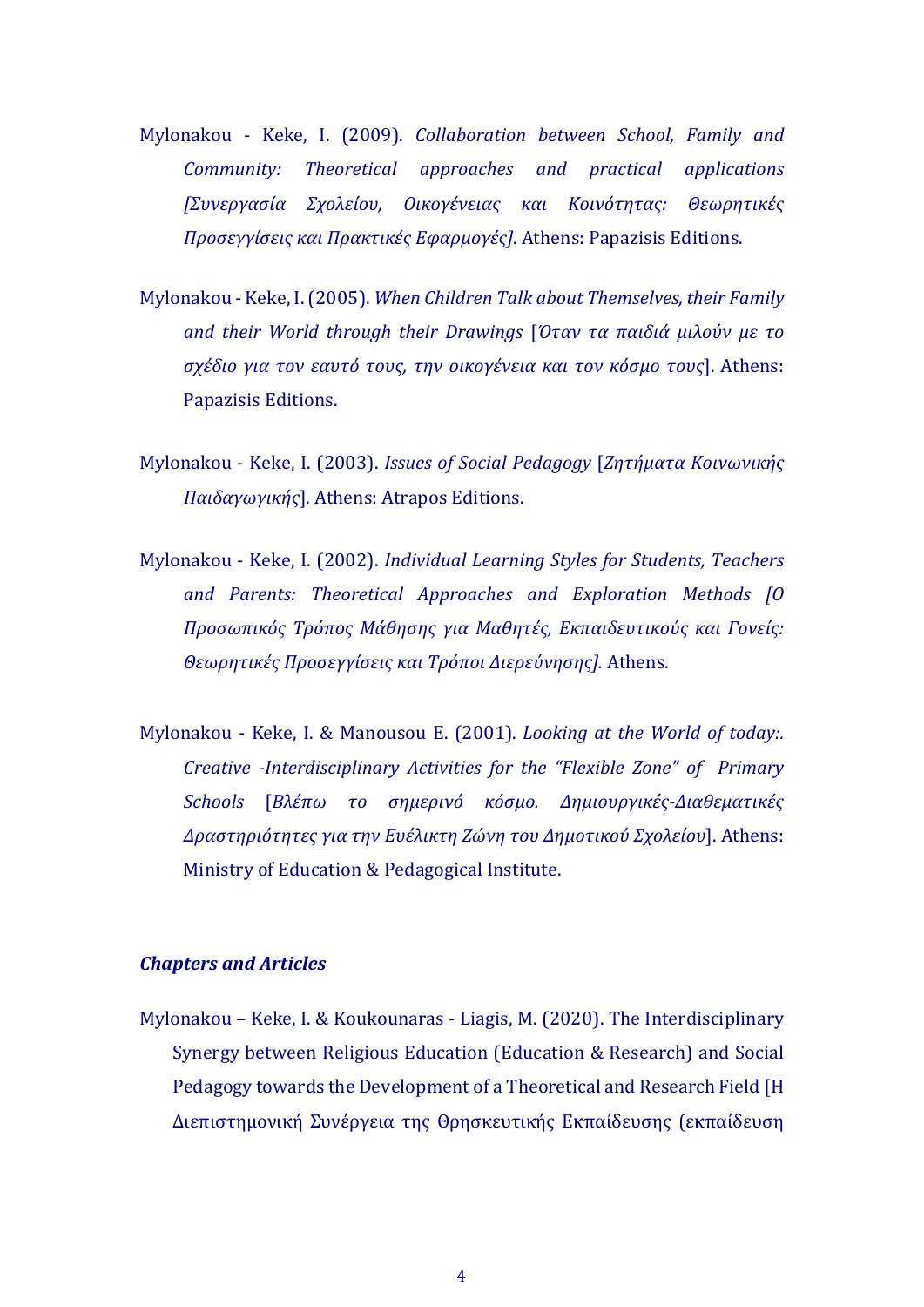Mylonakou - Keke, I. (2009). *Collaboration between School, Family and Community: Theoretical approaches and practical applications [Συνεργασία Σχολείου, Οικογένειας και Κοινότητας: Θεωρητικές Προσεγγίσεις και Πρακτικές Εφαρμογές].* Athens: Papazisis Editions.

Mylonakou - Keke, I. (2005). *When Children Talk about Themselves, their Family and their World through their Drawings* [*Όταν τα παιδιά μιλούν με το σχέδιο για τον εαυτό τους, την οικογένεια και τον κόσμο τους*]. Athens: Papazisis Editions.

Mylonakou - Keke, I. (2003). *Issues of Social Pedagogy* [*Ζητήματα Κοινωνικής Παιδαγωγικής*]. Athens: Atrapos Editions.

Mylonakou - Keke, I. (2002). *Individual Learning Styles for Students, Teachers and Parents: Theoretical Approaches and Exploration Methods [O Προσωπικός Τρόπος Μάθησης για Μαθητές, Εκπαιδευτικούς και Γονείς: Θεωρητικές Προσεγγίσεις και Τρόποι Διερεύνησης].* Athens.

Mylonakou - Keke, I. & Manousou E. (2001). *Looking at the World of today:. Creative -Interdisciplinary Activities for the "Flexible Zone" of Primary Schools* [*Βλέπω το σημερινό κόσμο. Δημιουργικές-Διαθεματικές Δραστηριότητες για την Ευέλικτη Ζώνη του Δημοτικού Σχολείου*]. Athens: Ministry of Education & Pedagogical Institute.

***Chapters and Articles***

Mylonakou – Keke, I. & Koukounaras - Liagis, M. (2020). The Interdisciplinary Synergy between Religious Education (Education & Research) and Social Pedagogy towards the Development of a Theoretical and Research Field [Η Διεπιστημονική Συνέργεια της Θρησκευτικής Εκπαίδευσης (εκπαίδευση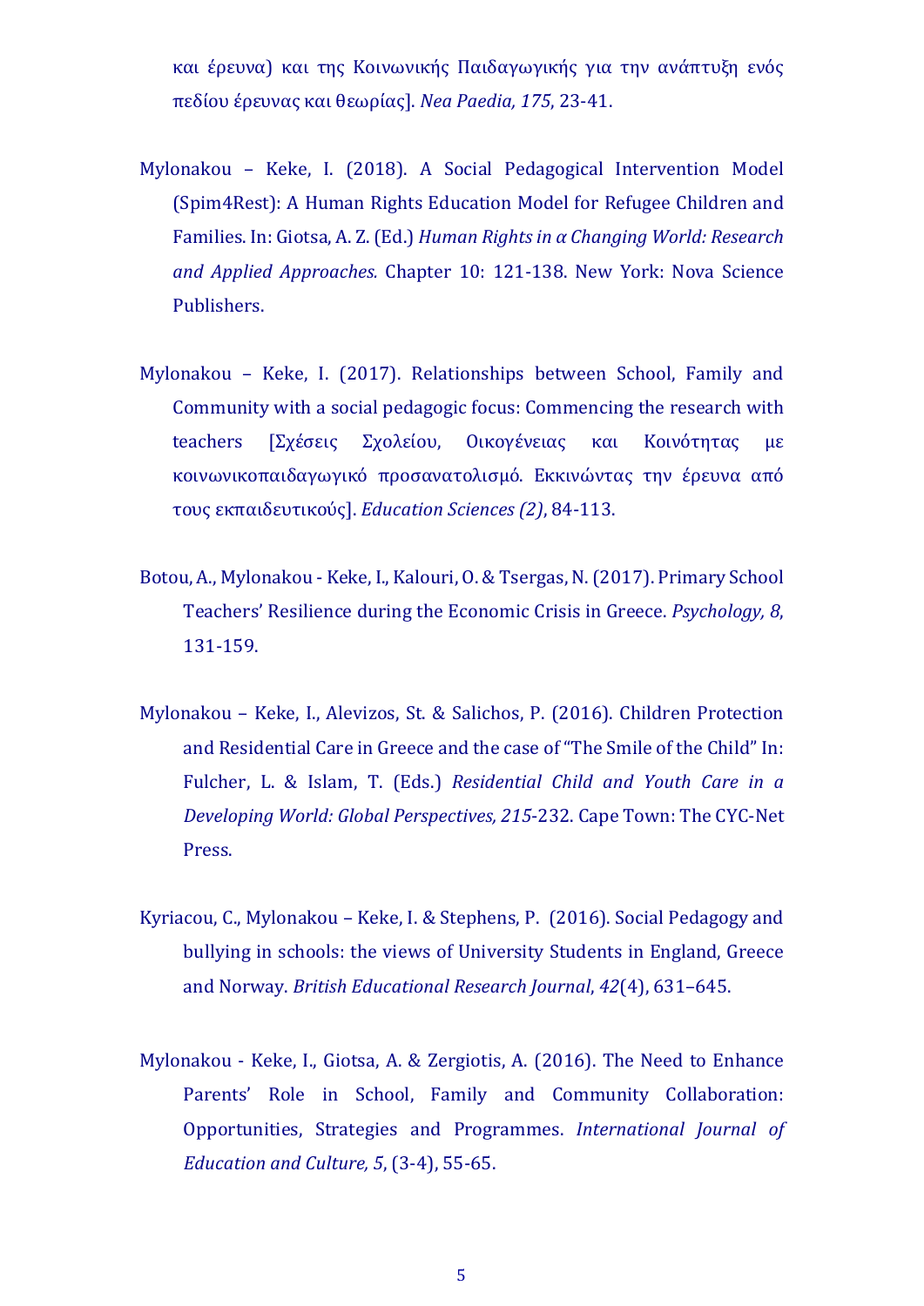και έρευνα) και της Κοινωνικής Παιδαγωγικής για την ανάπτυξη ενός πεδίου έρευνας και θεωρίας]. *Nea Paedia, 175*, 23-41.

Mylonakou – Keke, I. (2018). A Social Pedagogical Intervention Model (Spim4Rest): A Human Rights Education Model for Refugee Children and Families. In: Giotsa, A. Z. (Ed.) *Human Rights in α Changing World: Research and Applied Approaches.* Chapter 10: 121-138. New York: Nova Science Publishers.

Mylonakou – Keke, I. (2017). Relationships between School, Family and Community with a social pedagogic focus: Commencing the research with teachers [Σχέσεις Σχολείου, Οικογένειας και Κοινότητας με κοινωνικοπαιδαγωγικό προσανατολισμό. Εκκινώντας την έρευνα από τους εκπαιδευτικούς]. *Education Sciences (2)*, 84-113.

Botou, A., Mylonakou - Keke, I., Kalouri, O. & Tsergas, N. (2017). Primary School Teachers' Resilience during the Economic Crisis in Greece. *Psychology, 8*, 131-159.

Mylonakou – Keke, I., Alevizos, St. & Salichos, P. (2016). Children Protection and Residential Care in Greece and the case of "The Smile of the Child" In: Fulcher, L. & Islam, T. (Eds.) *Residential Child and Youth Care in a Developing World: Global Perspectives, 215*-232. Cape Town: The CYC-Net Press.

Kyriacou, C., Mylonakou – Keke, I. & Stephens, P. (2016). Social Pedagogy and bullying in schools: the views of University Students in England, Greece and Norway. *British Educational Research Journal*, *42*(4), 631–645.

Mylonakou - Keke, I., Giotsa, A. & Zergiotis, A. (2016). The Need to Enhance Parents' Role in School, Family and Community Collaboration: Opportunities, Strategies and Programmes. *International Journal of Education and Culture, 5*, (3-4), 55-65.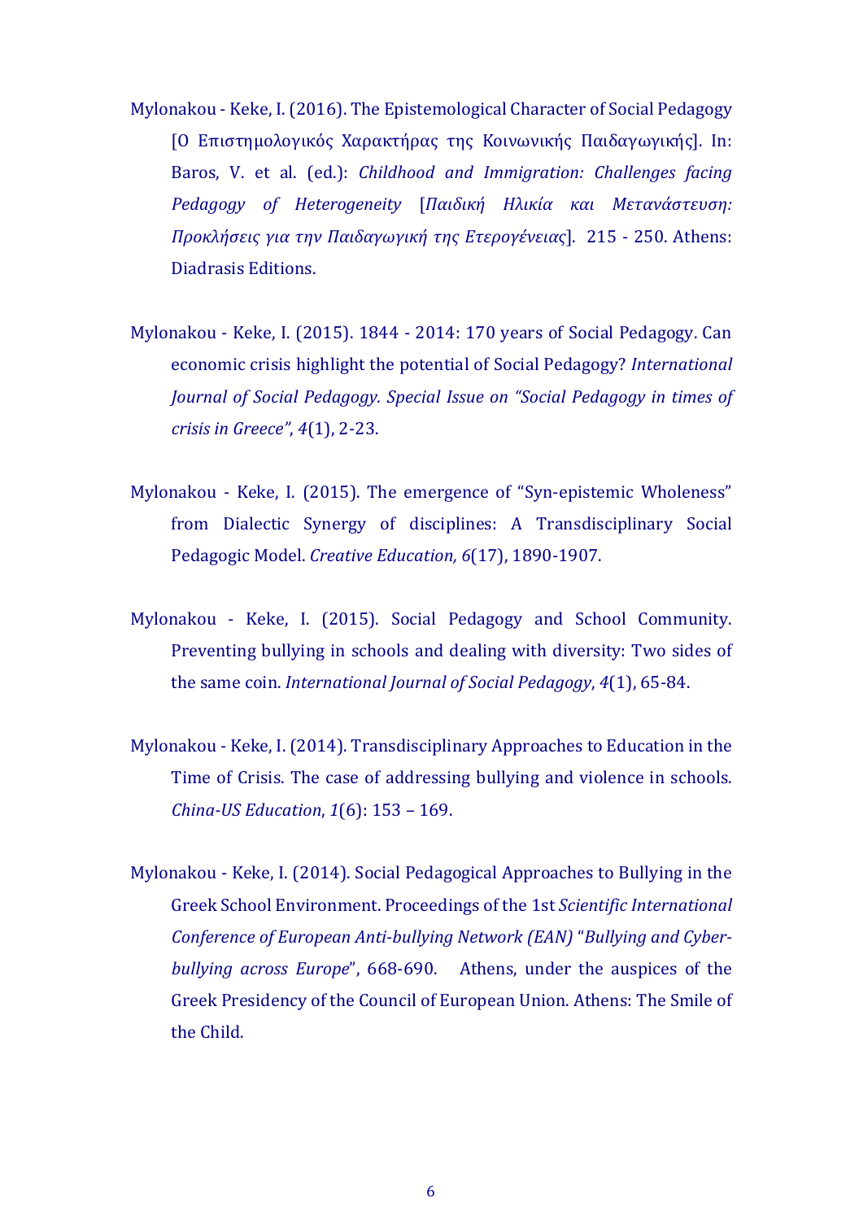Mylonakou - Keke, I. (2016). The Epistemological Character of Social Pedagogy [Ο Επιστημολογικός Χαρακτήρας της Κοινωνικής Παιδαγωγικής]. In: Baros, V. et al. (ed.): *Childhood and Immigration: Challenges facing Pedagogy of Heterogeneity* [*Παιδική Ηλικία και Μετανάστευση: Προκλήσεις για την Παιδαγωγική της Ετερογένειας*]. 215 - 250. Athens: Diadrasis Editions.

Mylonakou - Keke, I. (2015). 1844 - 2014: 170 years of Social Pedagogy. Can economic crisis highlight the potential of Social Pedagogy? *International Journal of Social Pedagogy. Special Issue on "Social Pedagogy in times of crisis in Greece"*, *4*(1), 2-23.

Mylonakou - Keke, I. (2015). The emergence of "Syn-epistemic Wholeness" from Dialectic Synergy of disciplines: A Transdisciplinary Social Pedagogic Model. *Creative Education, 6*(17), 1890-1907.

Mylonakou - Keke, I. (2015). Social Pedagogy and School Community. Preventing bullying in schools and dealing with diversity: Two sides of the same coin. *International Journal of Social Pedagogy*, *4*(1), 65-84.

Mylonakou - Keke, I. (2014). Transdisciplinary Approaches to Education in the Time of Crisis. The case of addressing bullying and violence in schools. *China-US Education*, *1*(6): 153 – 169.

Mylonakou - Keke, I. (2014). Social Pedagogical Approaches to Bullying in the Greek School Environment. Proceedings of the 1st *Scientific International Conference of European Anti-bullying Network (EAN)* "*Bullying and Cyber-bullying across Europe*", 668-690. Athens, under the auspices of the Greek Presidency of the Council of European Union. Athens: The Smile of the Child.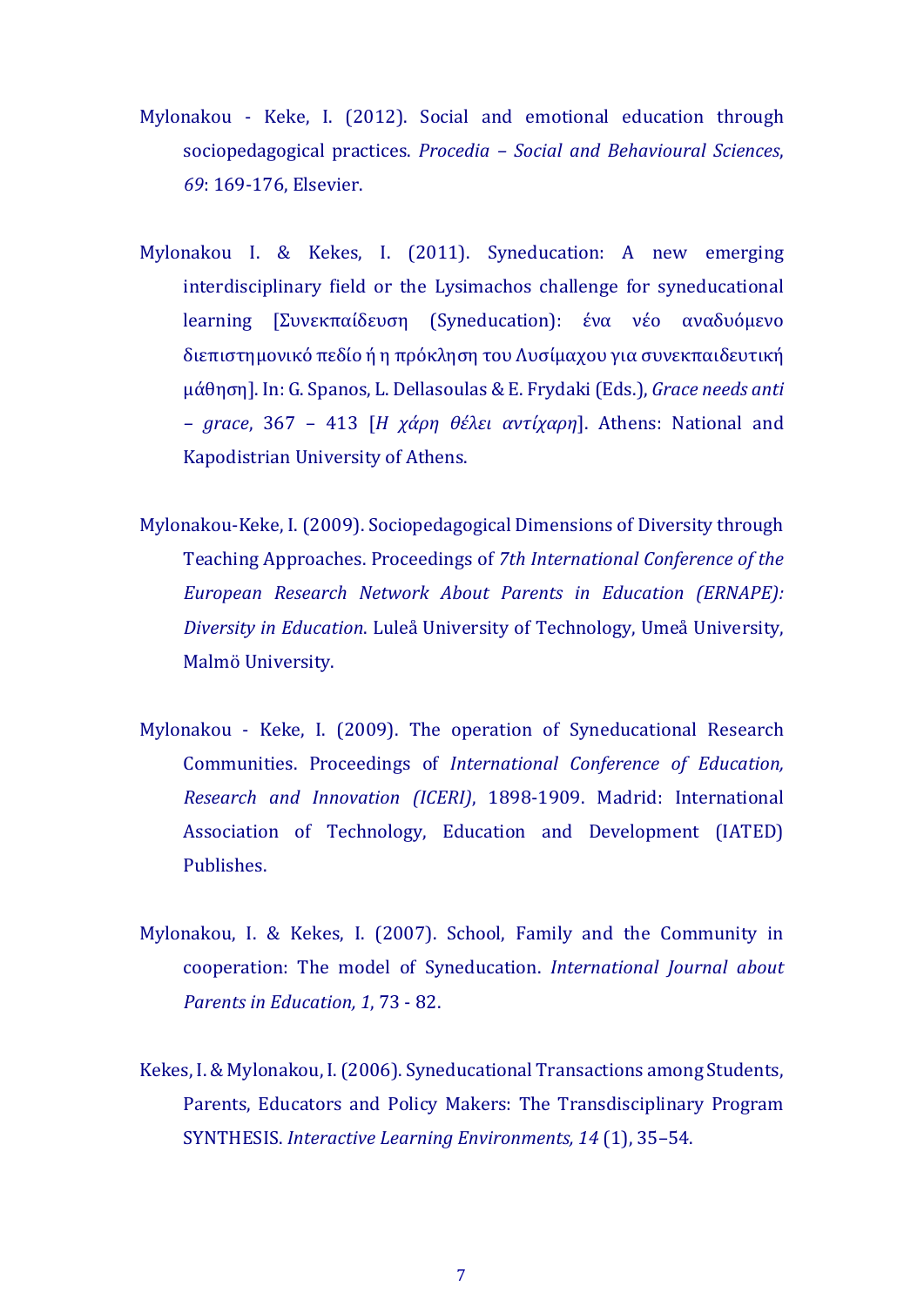Mylonakou - Keke, I. (2012). Social and emotional education through sociopedagogical practices. *Procedia – Social and Behavioural Sciences*, *69*: 169-176, Elsevier.

Mylonakou I. & Kekes, I. (2011). Syneducation: A new emerging interdisciplinary field or the Lysimachos challenge for syneducational learning [Συνεκπαίδευση (Syneducation): ένα νέο αναδυόμενο διεπιστημονικό πεδίο ή η πρόκληση του Λυσίμαχου για συνεκπαιδευτική μάθηση]. In: G. Spanos, L. Dellasoulas & E. Frydaki (Eds.), *Grace needs anti – grace*, 367 – 413 [*Η χάρη θέλει αντίχαρη*]. Athens: National and Kapodistrian University of Athens.

Mylonakou-Keke, I. (2009). Sociopedagogical Dimensions of Diversity through Teaching Approaches. Proceedings of *7th International Conference of the European Research Network About Parents in Education (ERNAPE): Diversity in Education*. Luleå University of Technology, Umeå University, Malmö University.

Mylonakou - Keke, I. (2009). The operation of Syneducational Research Communities. Proceedings of *International Conference of Education, Research and Innovation (ICERI)*, 1898-1909. Madrid: International Association of Technology, Education and Development (IATED) Publishes.

Mylonakou, I. & Kekes, I. (2007). School, Family and the Community in cooperation: The model of Syneducation. *International Journal about Parents in Education, 1*, 73 - 82.

Kekes, I. & Mylonakou, I. (2006). Syneducational Transactions among Students, Parents, Educators and Policy Makers: The Transdisciplinary Program SYNTHESIS. *Interactive Learning Environments, 14* (1), 35–54.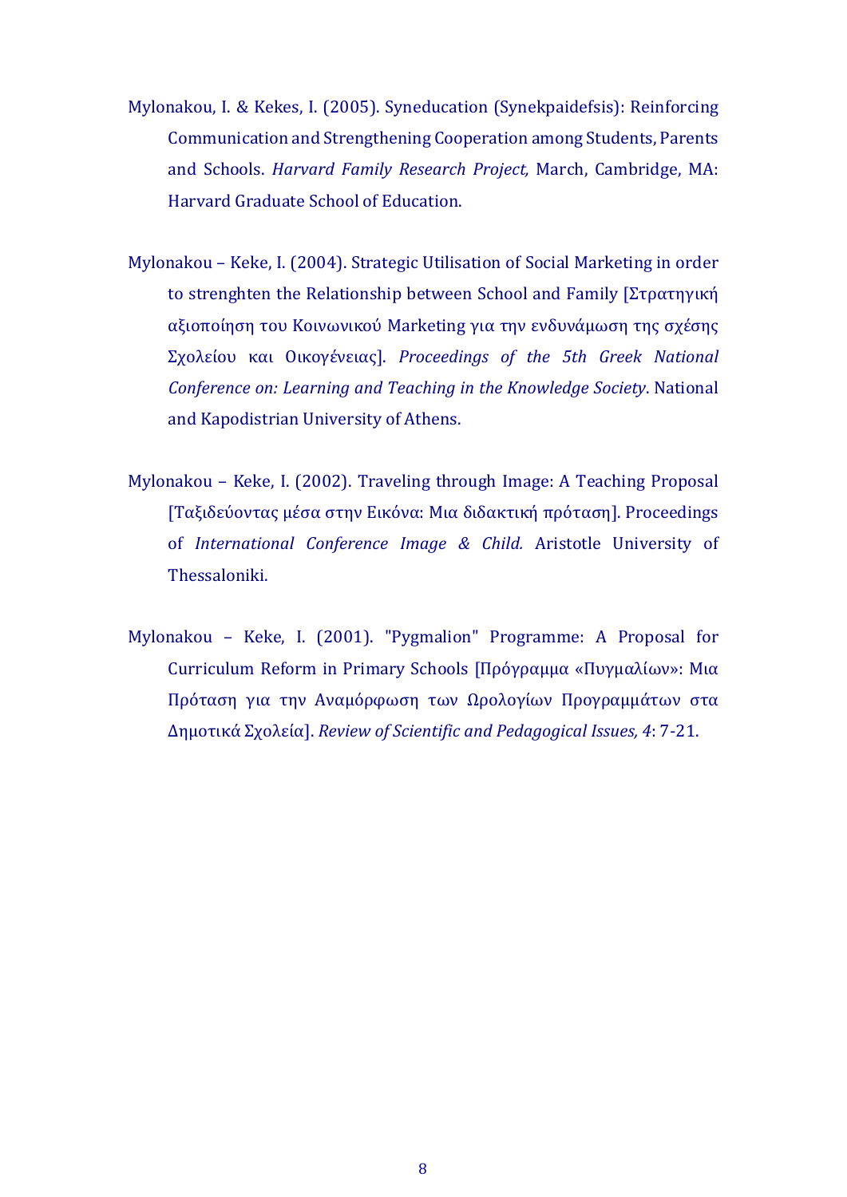Mylonakou, I. & Kekes, I. (2005). Syneducation (Synekpaidefsis): Reinforcing Communication and Strengthening Cooperation among Students, Parents and Schools. *Harvard Family Research Project,* March, Cambridge, MA: Harvard Graduate School of Education.

Mylonakou – Keke, I. (2004). Strategic Utilisation of Social Marketing in order to strenghten the Relationship between School and Family [Στρατηγική αξιοποίηση του Κοινωνικού Marketing για την ενδυνάμωση της σχέσης Σχολείου και Οικογένειας]. *Proceedings of the 5th Greek National Conference on: Learning and Teaching in the Knowledge Society*. National and Kapodistrian University of Athens.

Mylonakou – Keke, I. (2002). Traveling through Image: A Teaching Proposal [Ταξιδεύοντας μέσα στην Εικόνα: Μια διδακτική πρόταση]. Proceedings of *International Conference Image & Child.* Aristotle University of Thessaloniki.

Mylonakou – Keke, I. (2001). "Pygmalion" Programme: A Proposal for Curriculum Reform in Primary Schools [Πρόγραμμα «Πυγμαλίων»: Μια Πρόταση για την Αναμόρφωση των Ωρολογίων Προγραμμάτων στα Δημοτικά Σχολεία]. *Review of Scientific and Pedagogical Issues, 4*: 7-21.